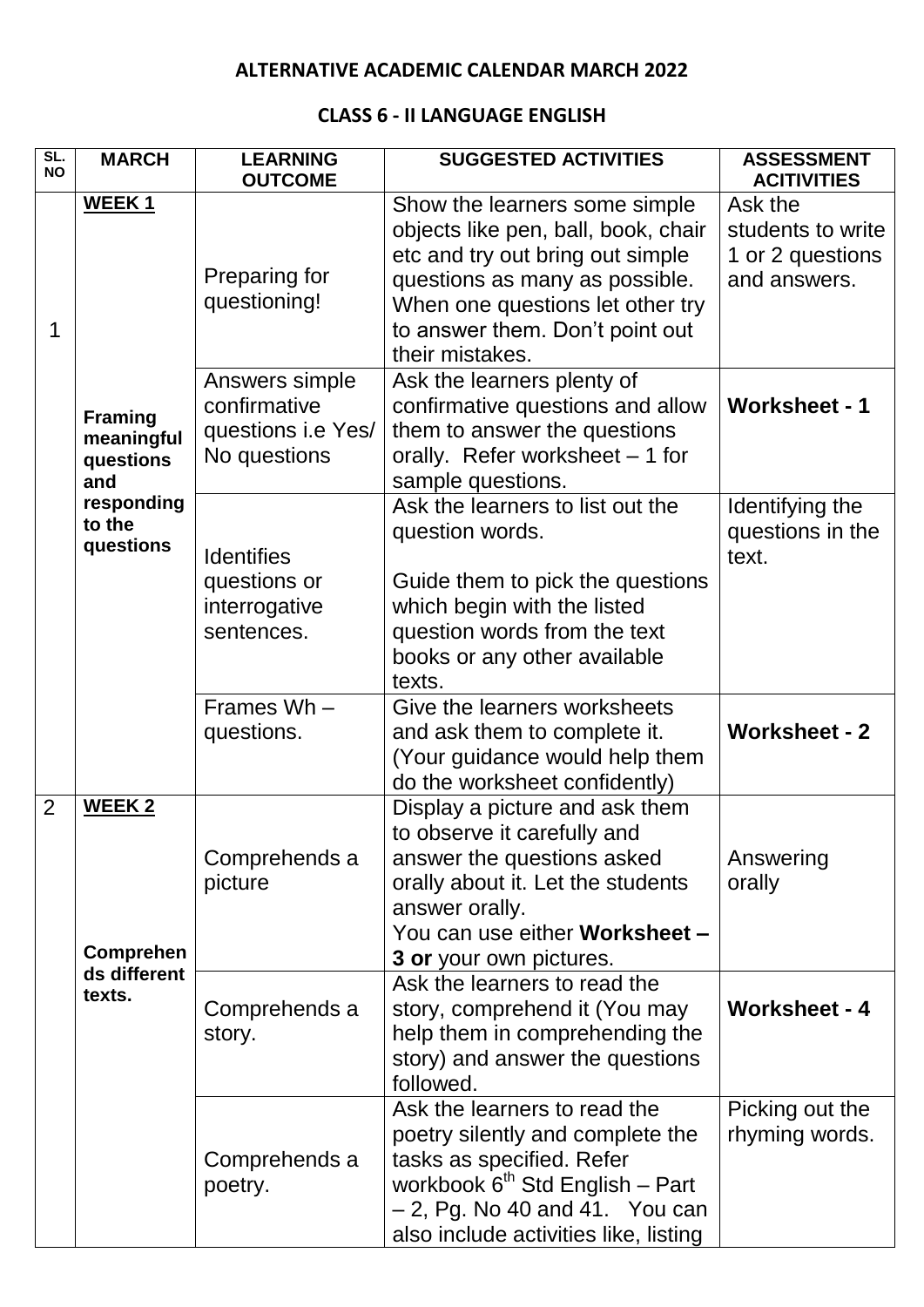**ALTERNATIVE ACADEMIC CALENDAR MARCH 2022**

**CLASS 6 - II LANGUAGE ENGLISH**

| SL. NO | MARCH | LEARNING OUTCOME | SUGGESTED ACTIVITIES | ASSESSMENT ACITIVITIES |
|---|---|---|---|---|
| 1 | **WEEK 1**<br><br>**Framing meaningful questions and responding to the questions** | Preparing for questioning! | Show the learners some simple objects like pen, ball, book, chair etc and try out bring out simple questions as many as possible. When one questions let other try to answer them. Don't point out their mistakes. | Ask the students to write 1 or 2 questions and answers. |
| | | Answers simple confirmative questions i.e Yes/ No questions | Ask the learners plenty of confirmative questions and allow them to answer the questions orally. Refer worksheet – 1 for sample questions. | **Worksheet - 1** |
| | | Identifies questions or interrogative sentences. | Ask the learners to list out the question words.<br><br>Guide them to pick the questions which begin with the listed question words from the text books or any other available texts. | Identifying the questions in the text. |
| | | Frames Wh – questions. | Give the learners worksheets and ask them to complete it. (Your guidance would help them do the worksheet confidently) | **Worksheet - 2** |
| 2 | **WEEK 2**<br><br>**Comprehends different texts.** | Comprehends a picture | Display a picture and ask them to observe it carefully and answer the questions asked orally about it. Let the students answer orally.<br>You can use either **Worksheet – 3 or** your own pictures. | Answering orally |
| | | Comprehends a story. | Ask the learners to read the story, comprehend it (You may help them in comprehending the story) and answer the questions followed. | **Worksheet - 4** |
| | | Comprehends a poetry. | Ask the learners to read the poetry silently and complete the tasks as specified. Refer workbook 6th Std English – Part – 2, Pg. No 40 and 41. You can also include activities like, listing | Picking out the rhyming words. |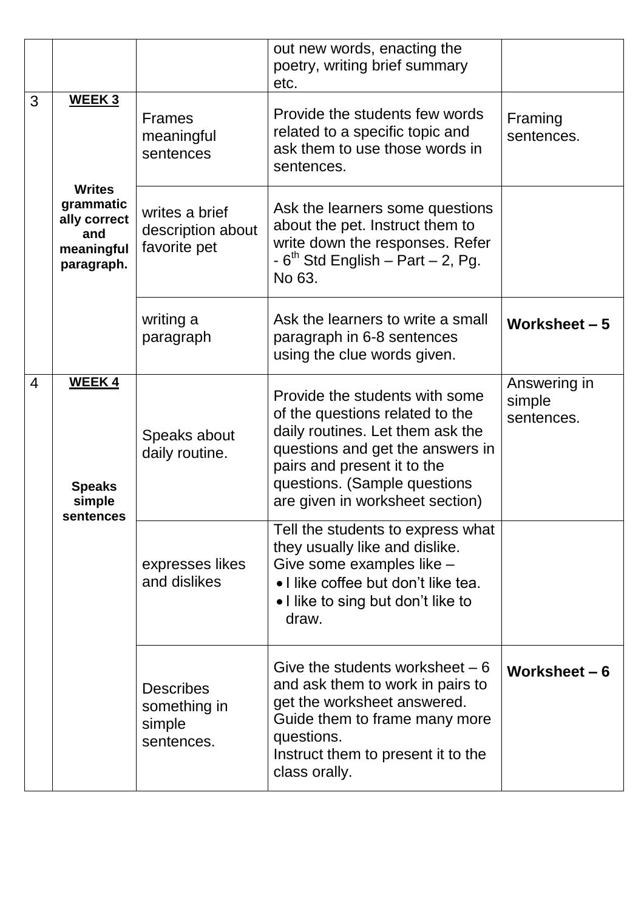| | | | | |
|---|---|---|---|---|
| | | | out new words, enacting the poetry, writing brief summary etc. | |
| 3 | **WEEK 3**<br><br>**Writes grammatically correct and meaningful paragraph.** | Frames meaningful sentences | Provide the students few words related to a specific topic and ask them to use those words in sentences. | Framing sentences. |
| | | writes a brief description about favorite pet | Ask the learners some questions about the pet. Instruct them to write down the responses. Refer - $6^{th}$ Std English – Part – 2, Pg. No 63. | |
| | | writing a paragraph | Ask the learners to write a small paragraph in 6-8 sentences using the clue words given. | **Worksheet – 5** |
| 4 | **WEEK 4**<br><br>**Speaks simple sentences** | Speaks about daily routine. | Provide the students with some of the questions related to the daily routines. Let them ask the questions and get the answers in pairs and present it to the questions. (Sample questions are given in worksheet section) | Answering in simple sentences. |
| | | expresses likes and dislikes | Tell the students to express what they usually like and dislike. Give some examples like –<br>• I like coffee but don't like tea.<br>• I like to sing but don't like to draw. | |
| | | Describes something in simple sentences. | Give the students worksheet – 6 and ask them to work in pairs to get the worksheet answered. Guide them to frame many more questions.<br>Instruct them to present it to the class orally. | **Worksheet – 6** |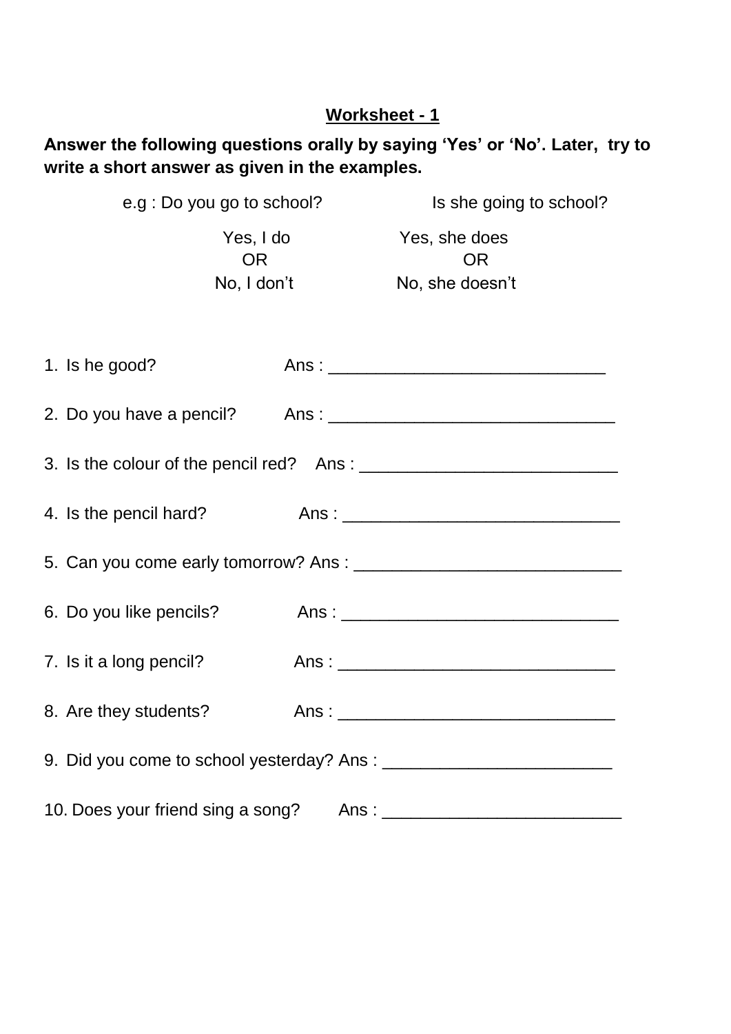## Worksheet - 1

**Answer the following questions orally by saying 'Yes' or 'No'. Later, try to write a short answer as given in the examples.**

e.g : Do you go to school? Is she going to school?

| Do you go to school? | Is she going to school? |
|---|---|
| Yes, I do | Yes, she does |
| OR | OR |
| No, I don't | No, she doesn't |

1. Is he good? Ans : _____________________________
2. Do you have a pencil? Ans : ______________________________
3. Is the colour of the pencil red? Ans : ___________________________
4. Is the pencil hard? Ans : _____________________________
5. Can you come early tomorrow? Ans : ____________________________
6. Do you like pencils? Ans : _____________________________
7. Is it a long pencil? Ans : _____________________________
8. Are they students? Ans : _____________________________
9. Did you come to school yesterday? Ans : ________________________
10. Does your friend sing a song? Ans : _________________________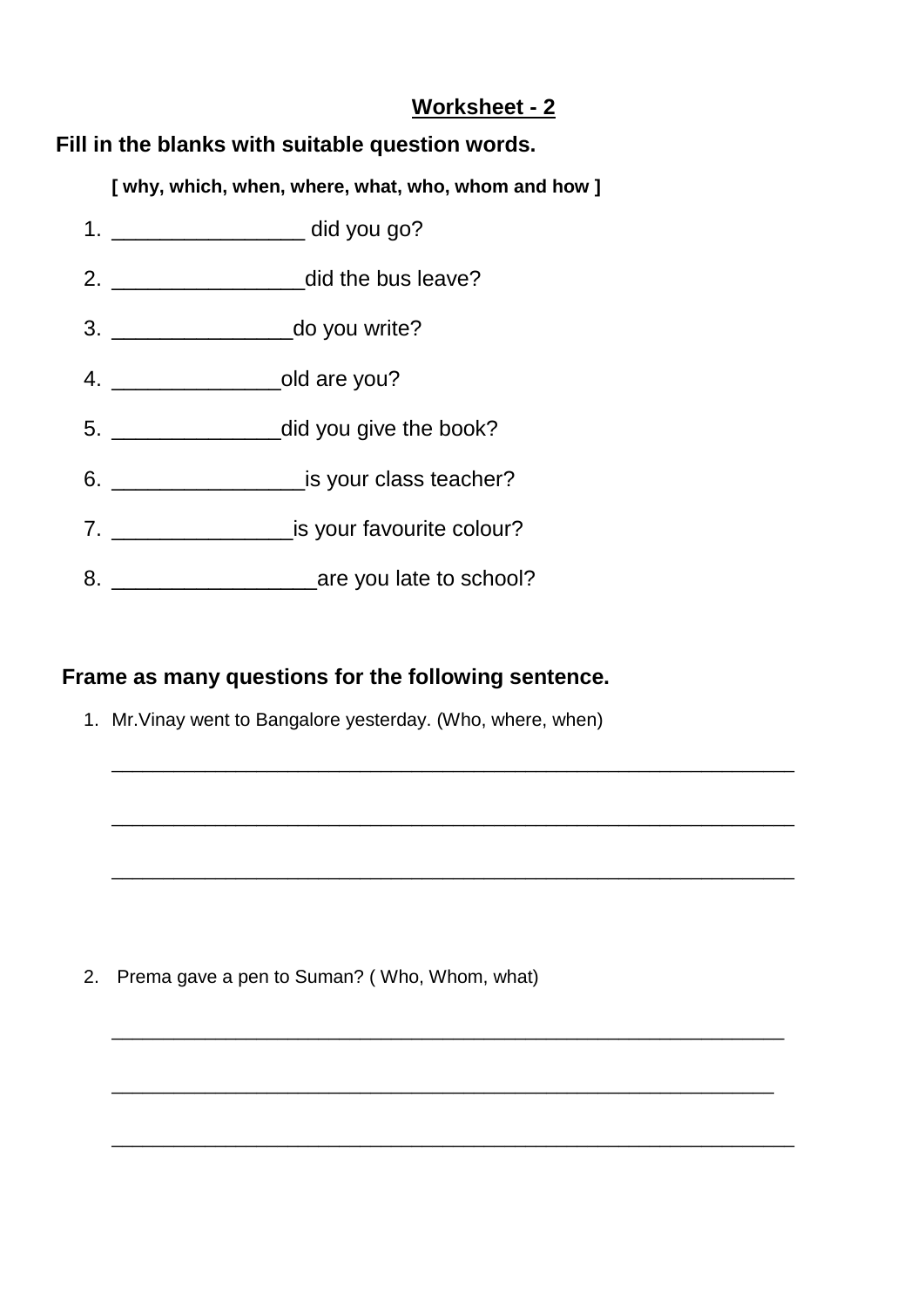## Worksheet - 2

**Fill in the blanks with suitable question words.**

**[ why, which, when, where, what, who, whom and how ]**

1. ________________ did you go?
2. ________________did the bus leave?
3. _______________do you write?
4. ______________old are you?
5. ______________did you give the book?
6. ________________is your class teacher?
7. _______________is your favourite colour?
8. _________________are you late to school?

**Frame as many questions for the following sentence.**

1. Mr.Vinay went to Bangalore yesterday. (Who, where, when)

   ___________________________________________________________

   ___________________________________________________________

   ___________________________________________________________

2. Prema gave a pen to Suman? ( Who, Whom, what)

   ___________________________________________________________

   ___________________________________________________________

   ___________________________________________________________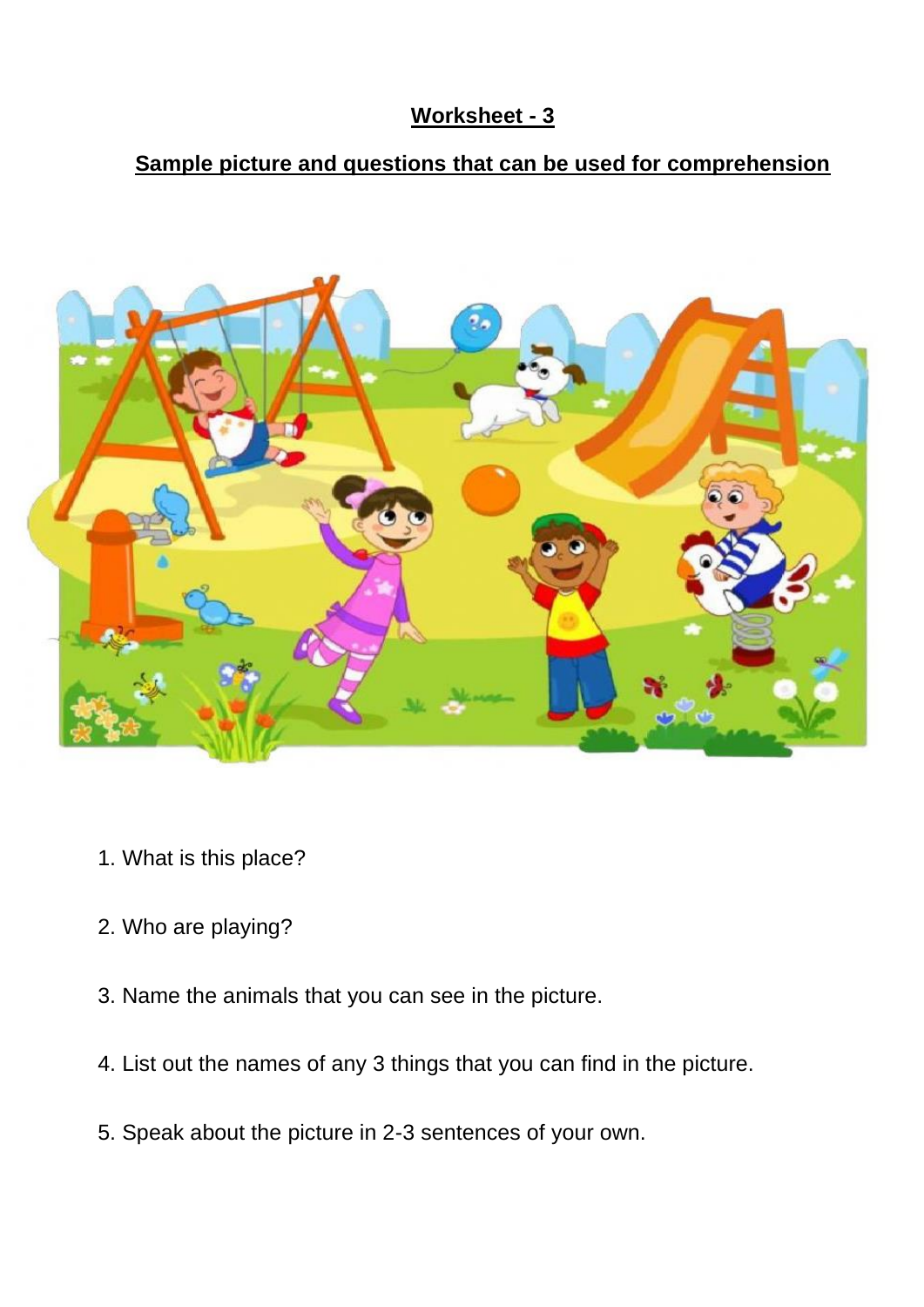## Worksheet - 3

### Sample picture and questions that can be used for comprehension

1. What is this place?

2. Who are playing?

3. Name the animals that you can see in the picture.

4. List out the names of any 3 things that you can find in the picture.

5. Speak about the picture in 2-3 sentences of your own.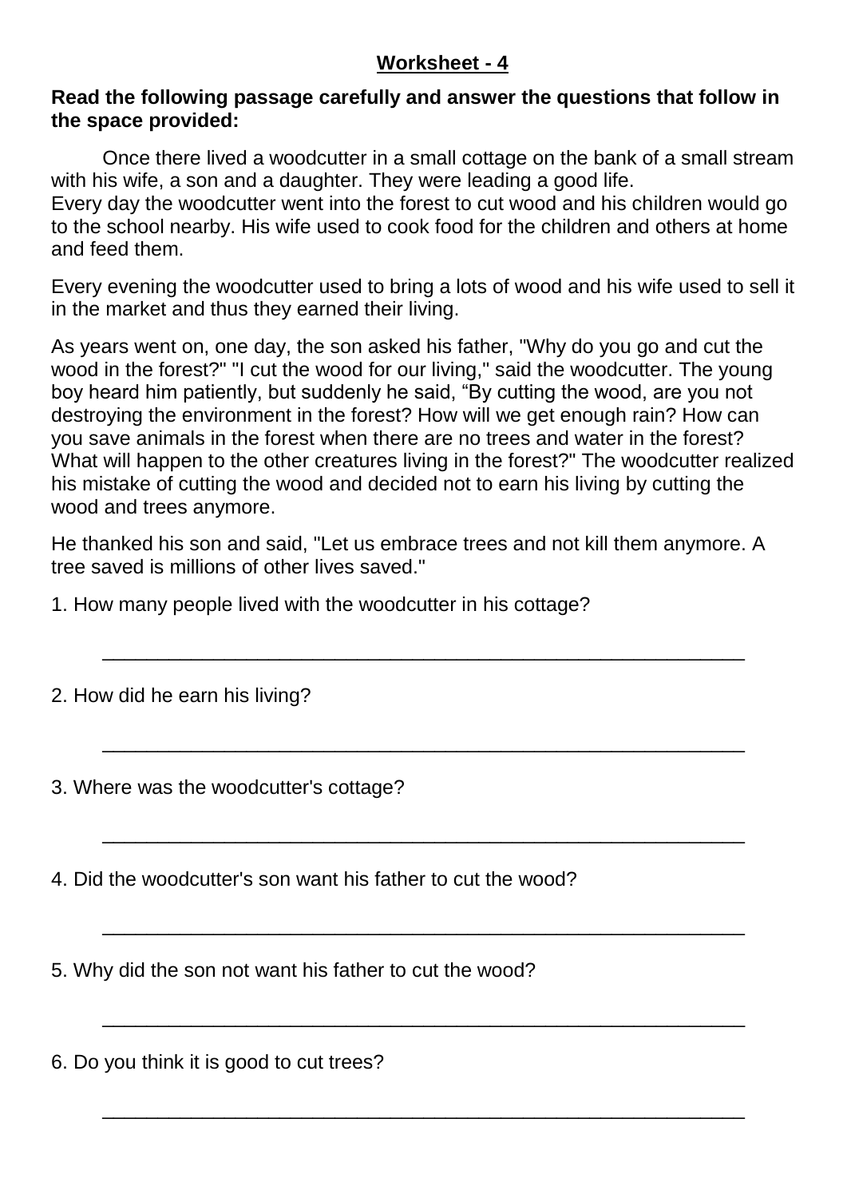## Worksheet - 4

**Read the following passage carefully and answer the questions that follow in the space provided:**

Once there lived a woodcutter in a small cottage on the bank of a small stream with his wife, a son and a daughter. They were leading a good life.
Every day the woodcutter went into the forest to cut wood and his children would go to the school nearby. His wife used to cook food for the children and others at home and feed them.

Every evening the woodcutter used to bring a lots of wood and his wife used to sell it in the market and thus they earned their living.

As years went on, one day, the son asked his father, "Why do you go and cut the wood in the forest?" "I cut the wood for our living," said the woodcutter. The young boy heard him patiently, but suddenly he said, "By cutting the wood, are you not destroying the environment in the forest? How will we get enough rain? How can you save animals in the forest when there are no trees and water in the forest? What will happen to the other creatures living in the forest?" The woodcutter realized his mistake of cutting the wood and decided not to earn his living by cutting the wood and trees anymore.

He thanked his son and said, "Let us embrace trees and not kill them anymore. A tree saved is millions of other lives saved."

1. How many people lived with the woodcutter in his cottage?

_______________________________________________

2. How did he earn his living?

_______________________________________________

3. Where was the woodcutter's cottage?

_______________________________________________

4. Did the woodcutter's son want his father to cut the wood?

_______________________________________________

5. Why did the son not want his father to cut the wood?

_______________________________________________

6. Do you think it is good to cut trees?

_______________________________________________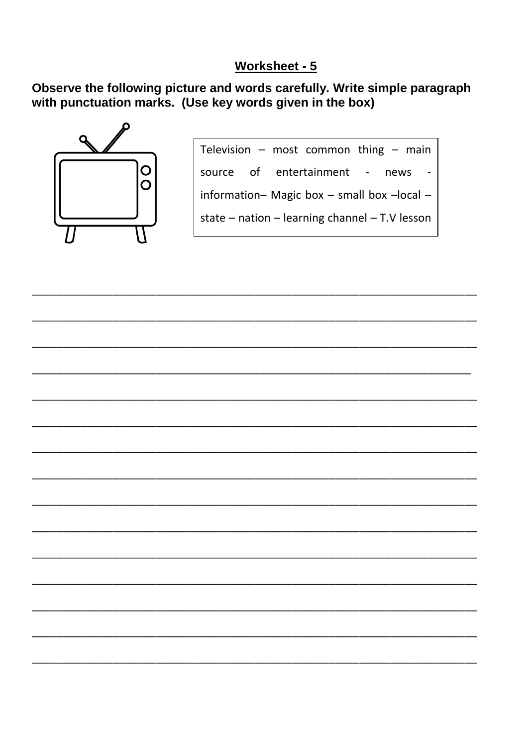## Worksheet - 5

**Observe the following picture and words carefully. Write simple paragraph with punctuation marks. (Use key words given in the box)**

Television – most common thing – main source of entertainment - news - information– Magic box – small box –local – state – nation – learning channel – T.V lesson

_______________________________________________________________________

_______________________________________________________________________

_______________________________________________________________________

_______________________________________________________________________

_______________________________________________________________________

_______________________________________________________________________

_______________________________________________________________________

_______________________________________________________________________

_______________________________________________________________________

_______________________________________________________________________

_______________________________________________________________________

_______________________________________________________________________

_______________________________________________________________________

_______________________________________________________________________

_______________________________________________________________________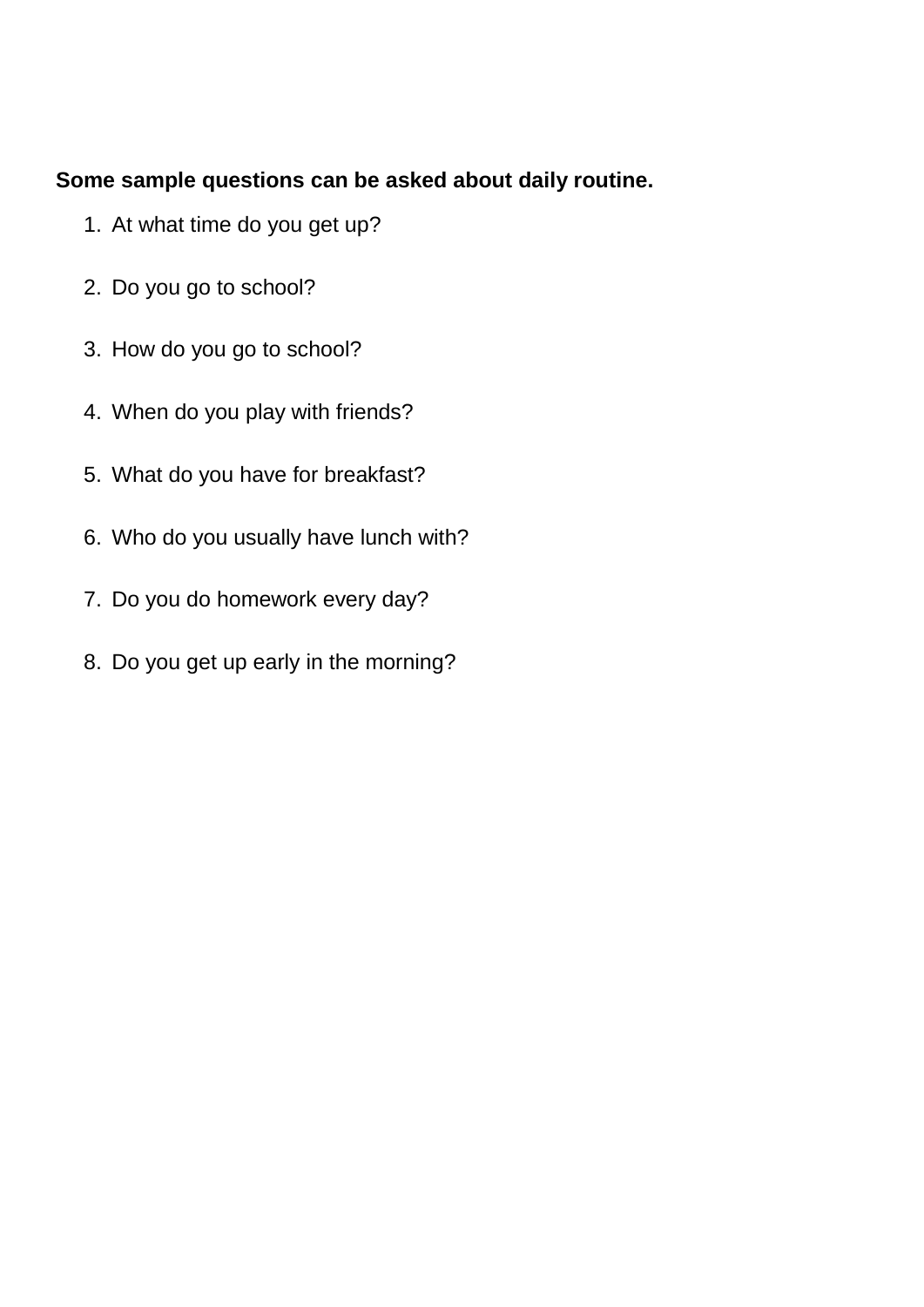**Some sample questions can be asked about daily routine.**

1. At what time do you get up?
2. Do you go to school?
3. How do you go to school?
4. When do you play with friends?
5. What do you have for breakfast?
6. Who do you usually have lunch with?
7. Do you do homework every day?
8. Do you get up early in the morning?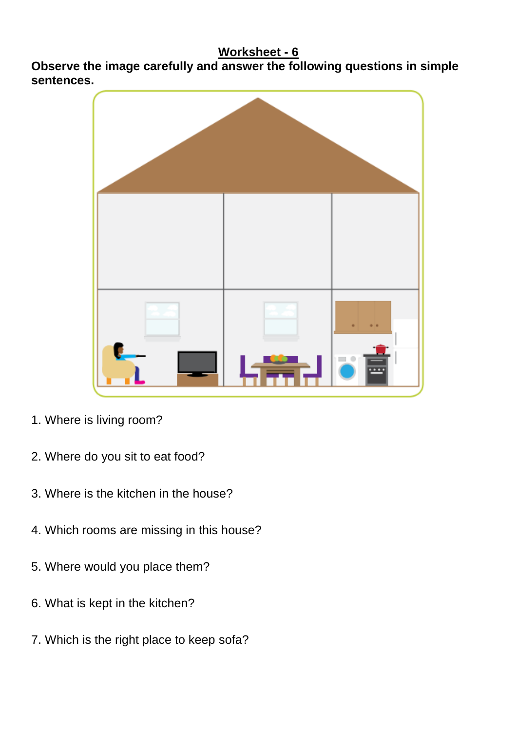# Worksheet - 6

**Observe the image carefully and answer the following questions in simple sentences.**

1. Where is living room?

2. Where do you sit to eat food?

3. Where is the kitchen in the house?

4. Which rooms are missing in this house?

5. Where would you place them?

6. What is kept in the kitchen?

7. Which is the right place to keep sofa?